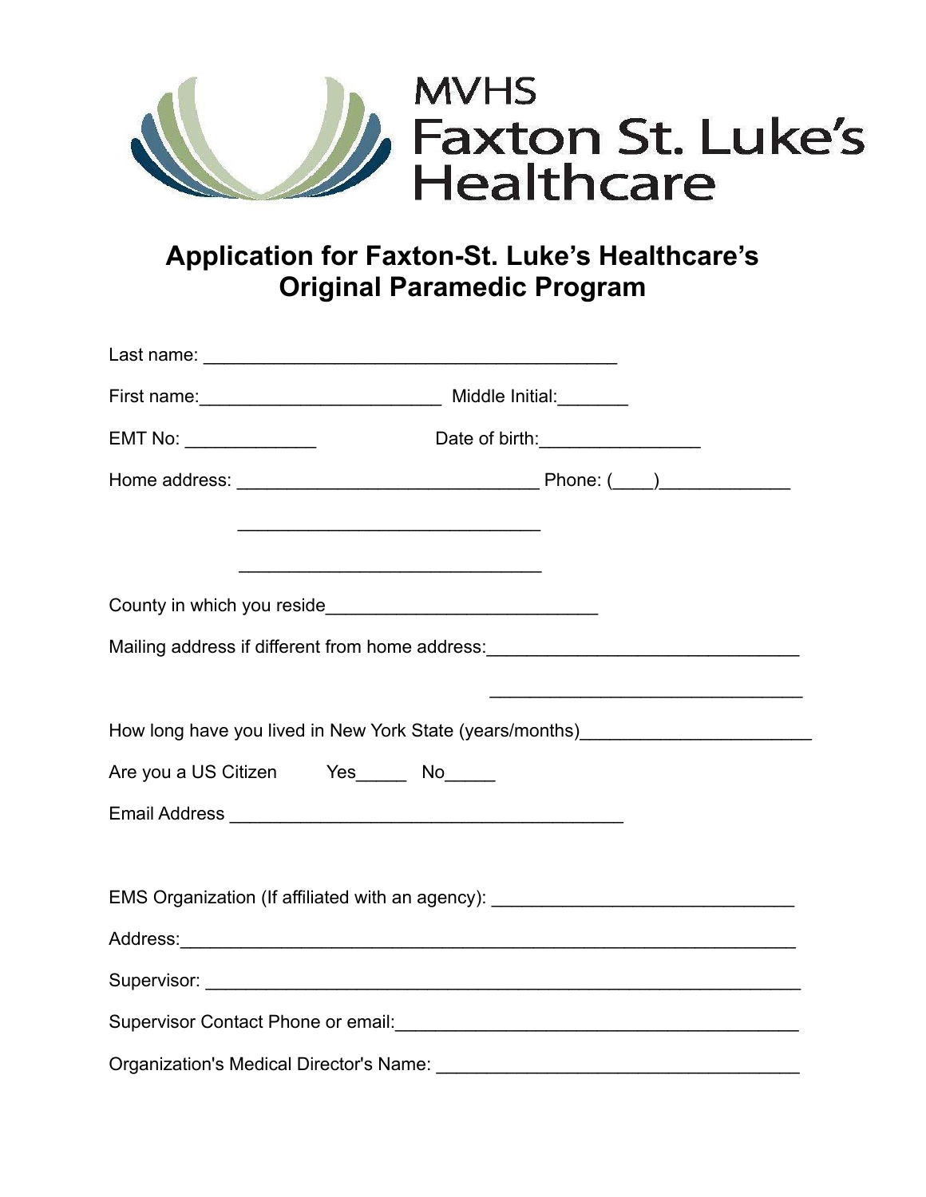MVHS
Faxton St. Luke's
Healthcare

# Application for Faxton-St. Luke's Healthcare's Original Paramedic Program

Last name: ________________________________________

First name:_______________________ Middle Initial:_______

EMT No: _____________ Date of birth:________________

Home address: _____________________________ Phone: (____)_____________

_____________________________

_____________________________

County in which you reside__________________________

Mailing address if different from home address:______________________________

______________________________

How long have you lived in New York State (years/months)______________________

Are you a US Citizen Yes_____ No_____

Email Address ______________________________________

EMS Organization (If affiliated with an agency): _____________________________

Address:______________________________________________________________

Supervisor: ____________________________________________________________

Supervisor Contact Phone or email:_________________________________________

Organization's Medical Director's Name: ____________________________________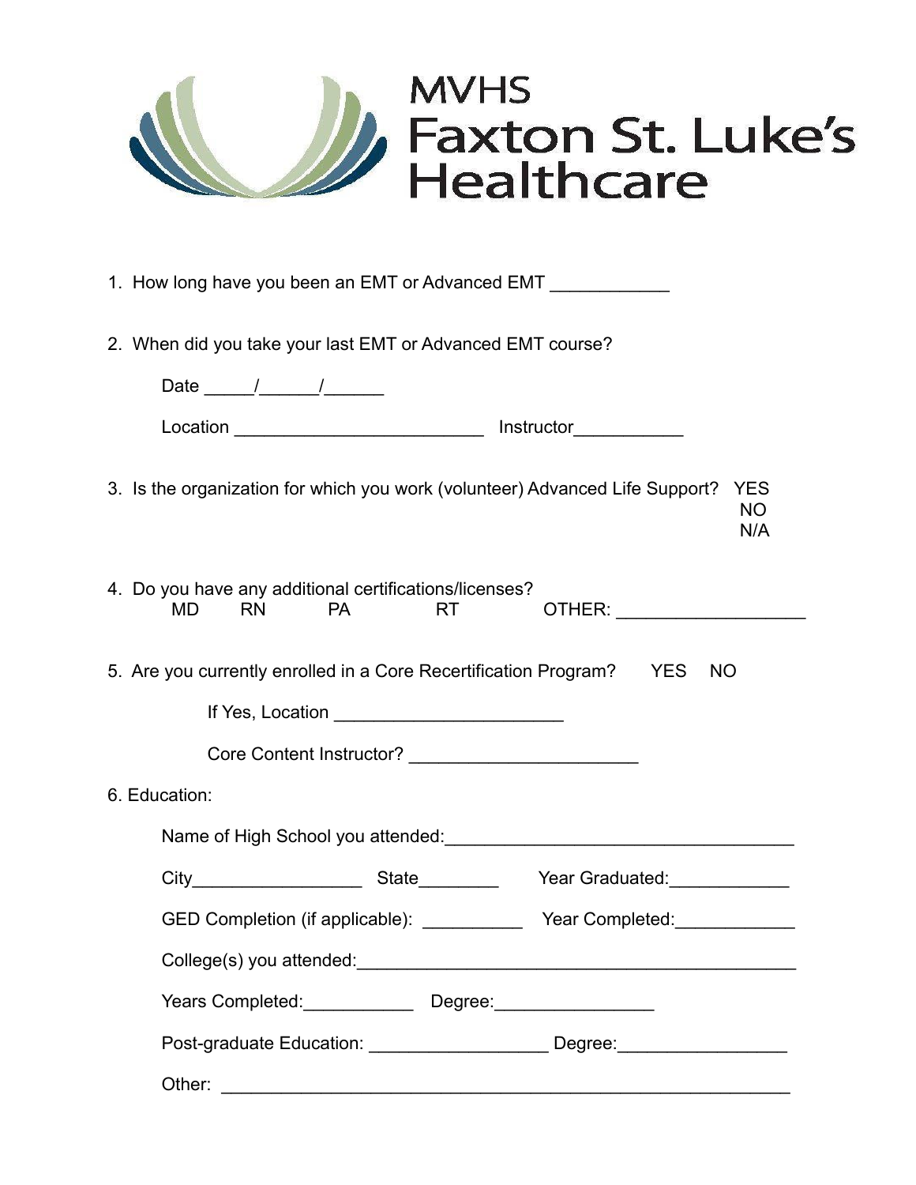MVHS
# Faxton St. Luke's Healthcare

1. How long have you been an EMT or Advanced EMT ____________

2. When did you take your last EMT or Advanced EMT course?

   Date _____/______/______

   Location _________________________ Instructor___________

3. Is the organization for which you work (volunteer) Advanced Life Support? YES NO N/A

4. Do you have any additional certifications/licenses?
   MD RN PA RT OTHER: ___________________

5. Are you currently enrolled in a Core Recertification Program? YES NO

   If Yes, Location _______________________

   Core Content Instructor? _______________________

6. Education:

   Name of High School you attended:___________________________________

   City_________________ State________ Year Graduated:____________

   GED Completion (if applicable): __________ Year Completed:____________

   College(s) you attended:_____________________________________________

   Years Completed:___________ Degree:________________

   Post-graduate Education: __________________ Degree:_________________

   Other: _________________________________________________________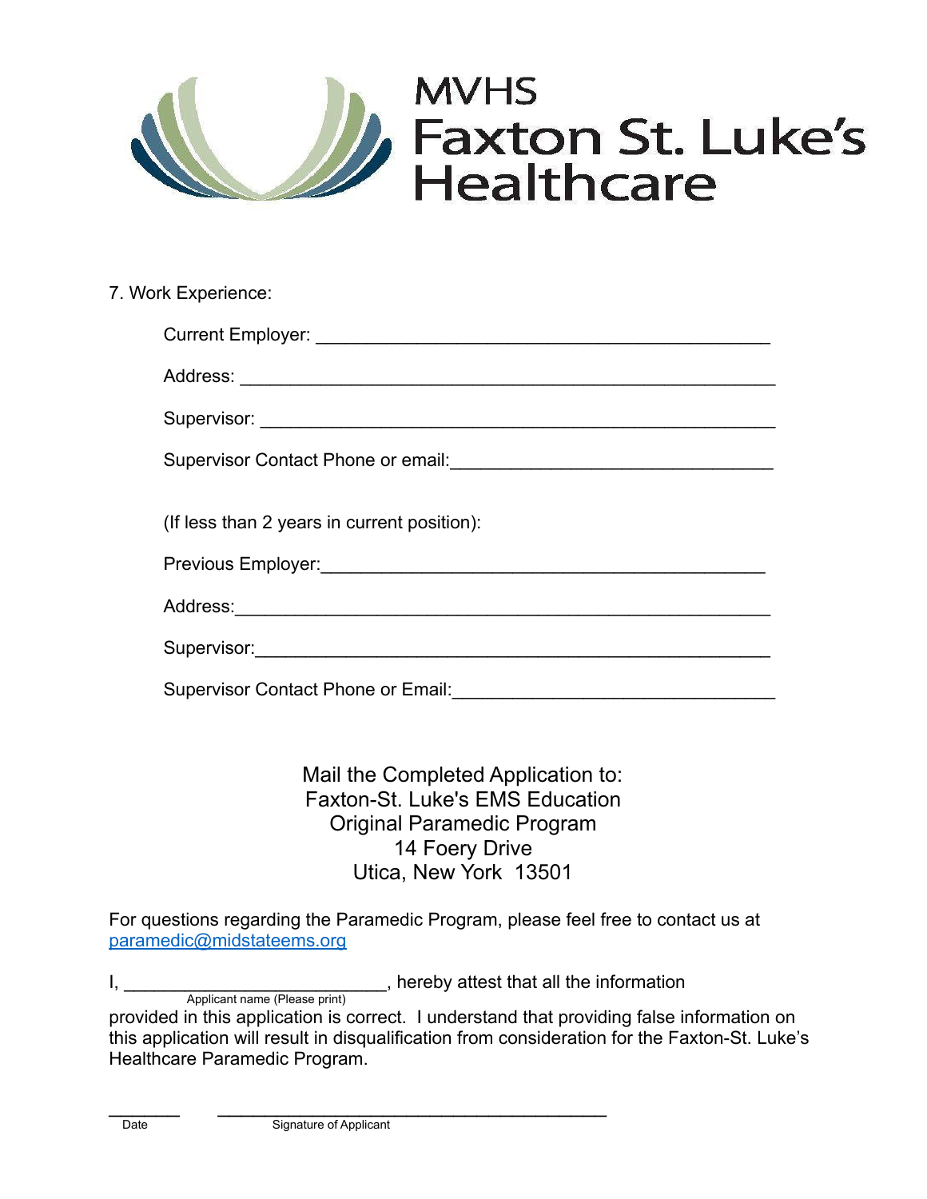MVHS
Faxton St. Luke's
Healthcare

7. Work Experience:

Current Employer: ____________________________________________

Address: ____________________________________________________

Supervisor: __________________________________________________

Supervisor Contact Phone or email:________________________________

(If less than 2 years in current position):

Previous Employer:___________________________________________

Address:____________________________________________________

Supervisor:__________________________________________________

Supervisor Contact Phone or Email:________________________________

Mail the Completed Application to:
Faxton-St. Luke's EMS Education
Original Paramedic Program
14 Foery Drive
Utica, New York 13501

For questions regarding the Paramedic Program, please feel free to contact us at paramedic@midstateems.org

I, __________________________, hereby attest that all the information
Applicant name (Please print)
provided in this application is correct. I understand that providing false information on this application will result in disqualification from consideration for the Faxton-St. Luke's Healthcare Paramedic Program.

_______ ______________________________________
Date Signature of Applicant